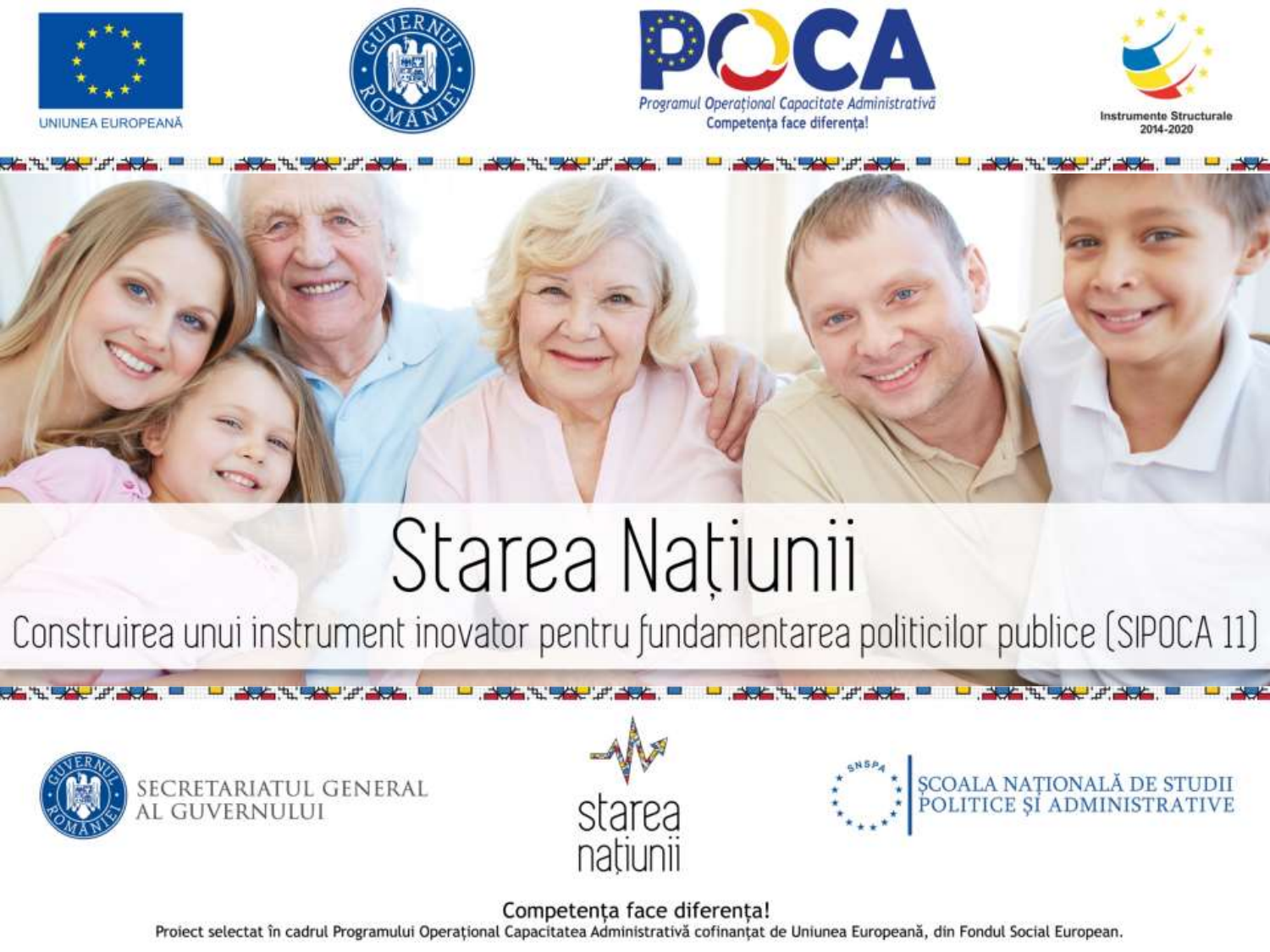UNIUNEA EUROPEANĂ

**POCA** — Programul Operațional Capacitate Administrativă
Competența face diferența!

Instrumente Structurale 2014-2020

# Starea Națiunii

## Construirea unui instrument inovator pentru fundamentarea politicilor publice (SIPOCA 11)

SECRETARIATUL GENERAL AL GUVERNULUI

starea națiunii

ȘCOALA NAȚIONALĂ DE STUDII POLITICE ȘI ADMINISTRATIVE

Competența face diferența!

Proiect selectat în cadrul Programului Operațional Capacitatea Administrativă cofinanțat de Uniunea Europeană, din Fondul Social European.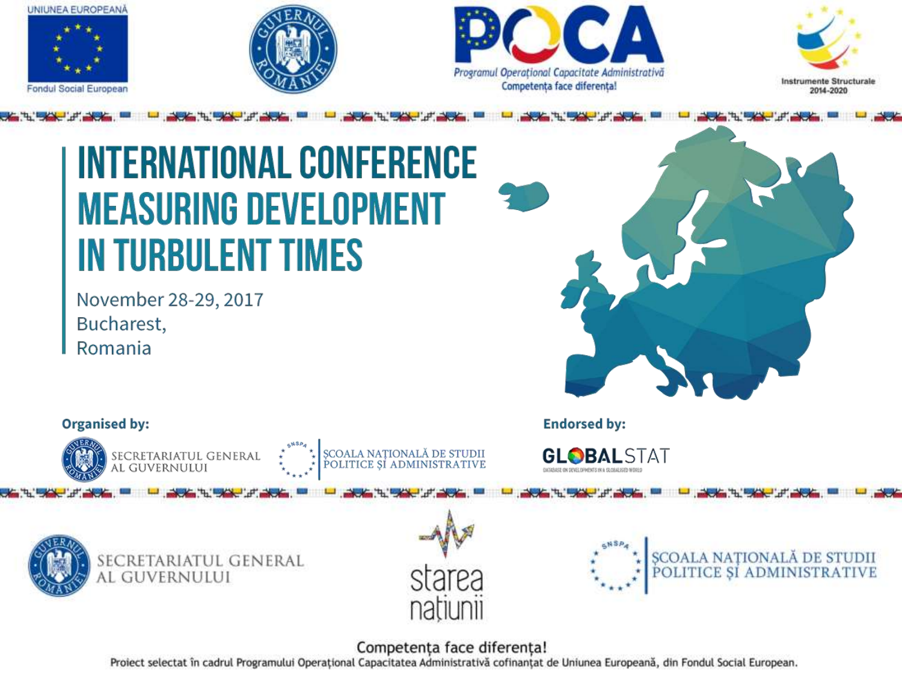UNIUNEA EUROPEANĂ

Fondul Social European

GUVERNUL ROMÂNIEI

POCA

Programul Operațional Capacitate Administrativă

Competența face diferența!

Instrumente Structurale 2014-2020

# INTERNATIONAL CONFERENCE MEASURING DEVELOPMENT IN TURBULENT TIMES

November 28-29, 2017

Bucharest,

Romania

**Organised by:**

SECRETARIATUL GENERAL AL GUVERNULUI

ȘCOALA NAȚIONALĂ DE STUDII POLITICE ȘI ADMINISTRATIVE

**Endorsed by:**

GLOBALSTAT

DATABASE ON DEVELOPMENTS IN A GLOBALISED WORLD

SECRETARIATUL GENERAL AL GUVERNULUI

starea națiunii

ȘCOALA NAȚIONALĂ DE STUDII POLITICE ȘI ADMINISTRATIVE

Competența face diferența!

Proiect selectat în cadrul Programului Operațional Capacitatea Administrativă cofinanțat de Uniunea Europeană, din Fondul Social European.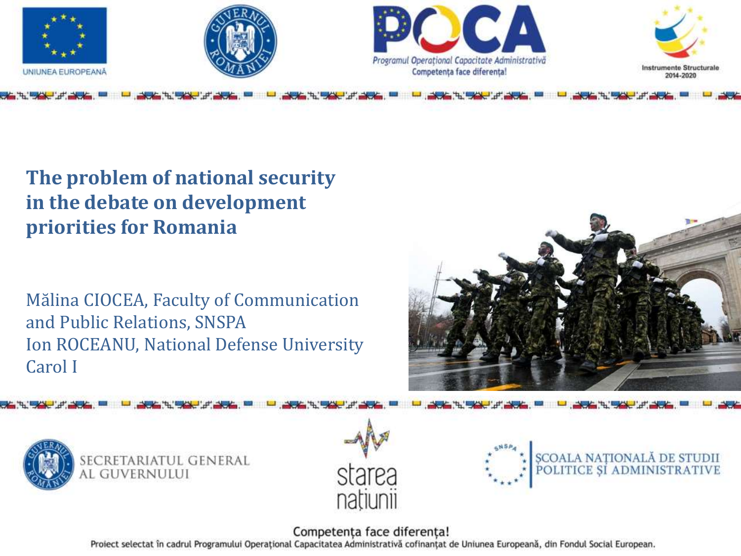UNIUNEA EUROPEANĂ

Programul Operațional Capacitate Administrativă
Competența face diferența!

Instrumente Structurale 2014-2020

# The problem of national security in the debate on development priorities for Romania

Mălina CIOCEA, Faculty of Communication and Public Relations, SNSPA
Ion ROCEANU, National Defense University Carol I

SECRETARIATUL GENERAL AL GUVERNULUI

starea națiunii

ȘCOALA NAȚIONALĂ DE STUDII POLITICE ȘI ADMINISTRATIVE

Competența face diferența!
Proiect selectat în cadrul Programului Operațional Capacitatea Administrativă cofinanțat de Uniunea Europeană, din Fondul Social European.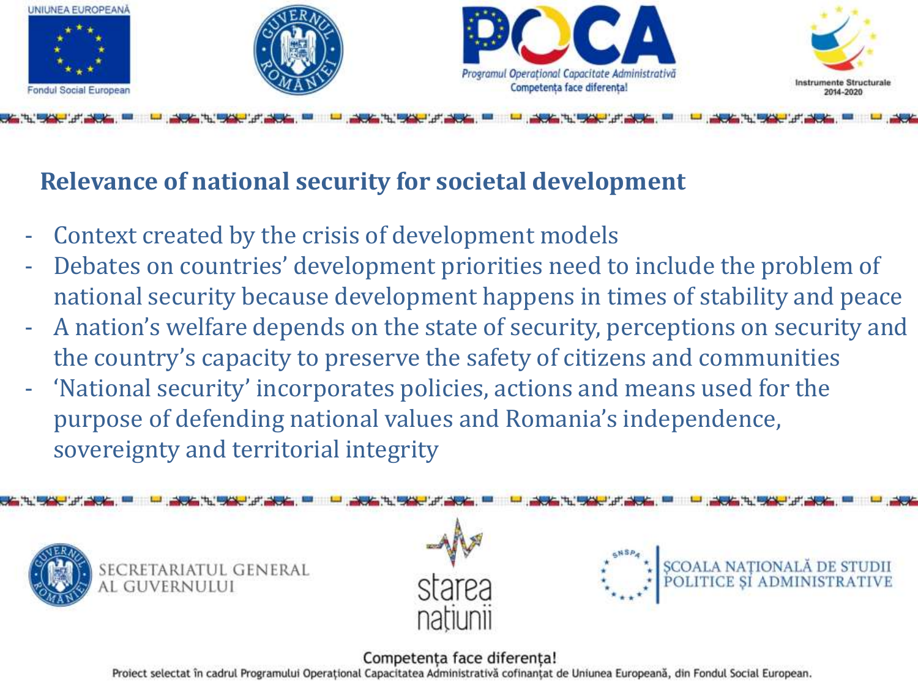## Relevance of national security for societal development

- Context created by the crisis of development models
- Debates on countries' development priorities need to include the problem of national security because development happens in times of stability and peace
- A nation's welfare depends on the state of security, perceptions on security and the country's capacity to preserve the safety of citizens and communities
- 'National security' incorporates policies, actions and means used for the purpose of defending national values and Romania's independence, sovereignty and territorial integrity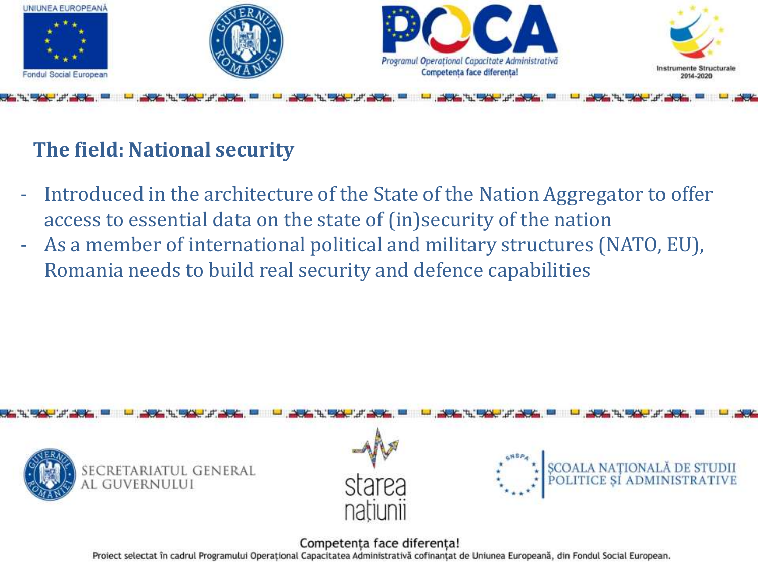## The field: National security

- Introduced in the architecture of the State of the Nation Aggregator to offer access to essential data on the state of (in)security of the nation
- As a member of international political and military structures (NATO, EU), Romania needs to build real security and defence capabilities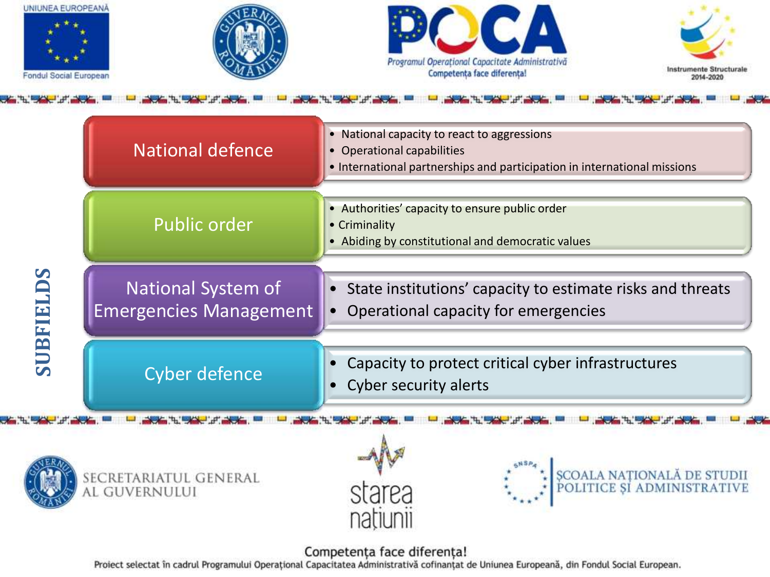# SUBFIELDS

## National defence

- National capacity to react to aggressions
- Operational capabilities
- International partnerships and participation in international missions

## Public order

- Authorities' capacity to ensure public order
- Criminality
- Abiding by constitutional and democratic values

## National System of Emergencies Management

- State institutions' capacity to estimate risks and threats
- Operational capacity for emergencies

## Cyber defence

- Capacity to protect critical cyber infrastructures
- Cyber security alerts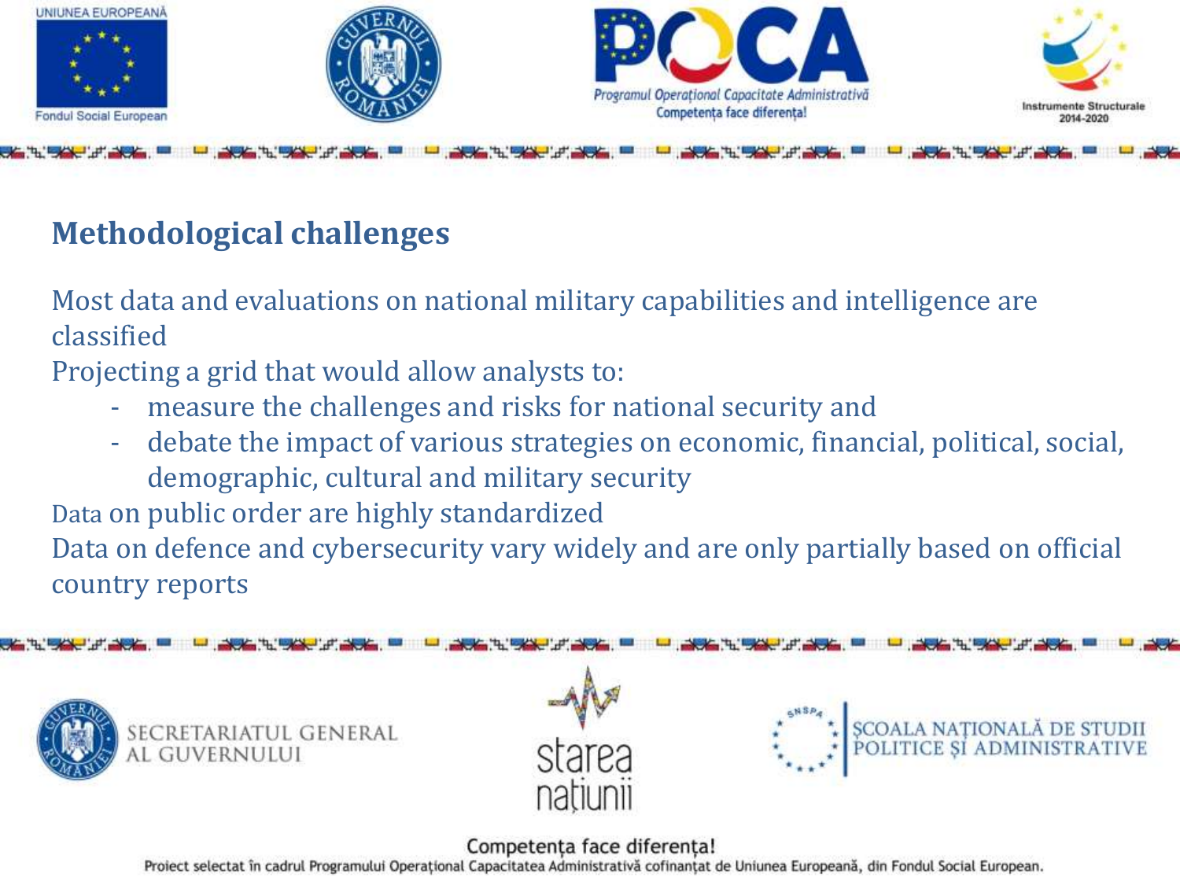## Methodological challenges

Most data and evaluations on national military capabilities and intelligence are classified

Projecting a grid that would allow analysts to:

- measure the challenges and risks for national security and
- debate the impact of various strategies on economic, financial, political, social, demographic, cultural and military security

Data on public order are highly standardized

Data on defence and cybersecurity vary widely and are only partially based on official country reports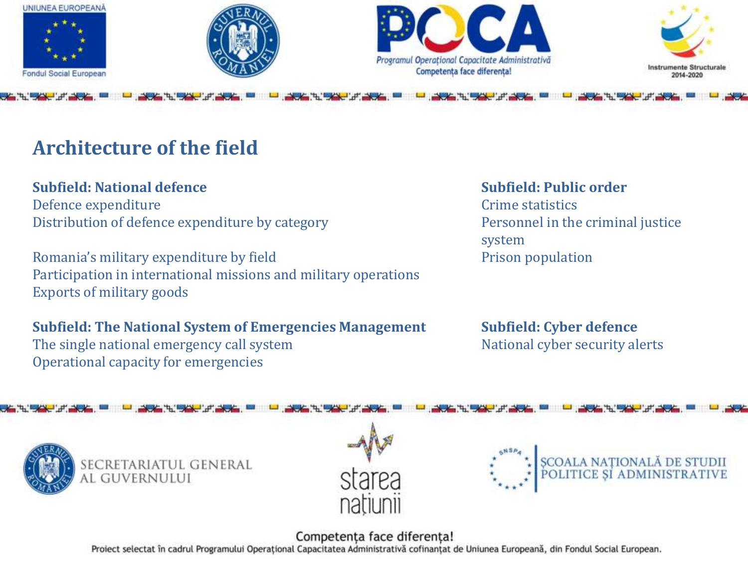# Architecture of the field

**Subfield: National defence**

Defence expenditure
Distribution of defence expenditure by category

Romania's military expenditure by field
Participation in international missions and military operations
Exports of military goods

**Subfield: The National System of Emergencies Management**

The single national emergency call system
Operational capacity for emergencies

**Subfield: Public order**

Crime statistics
Personnel in the criminal justice system
Prison population

**Subfield: Cyber defence**

National cyber security alerts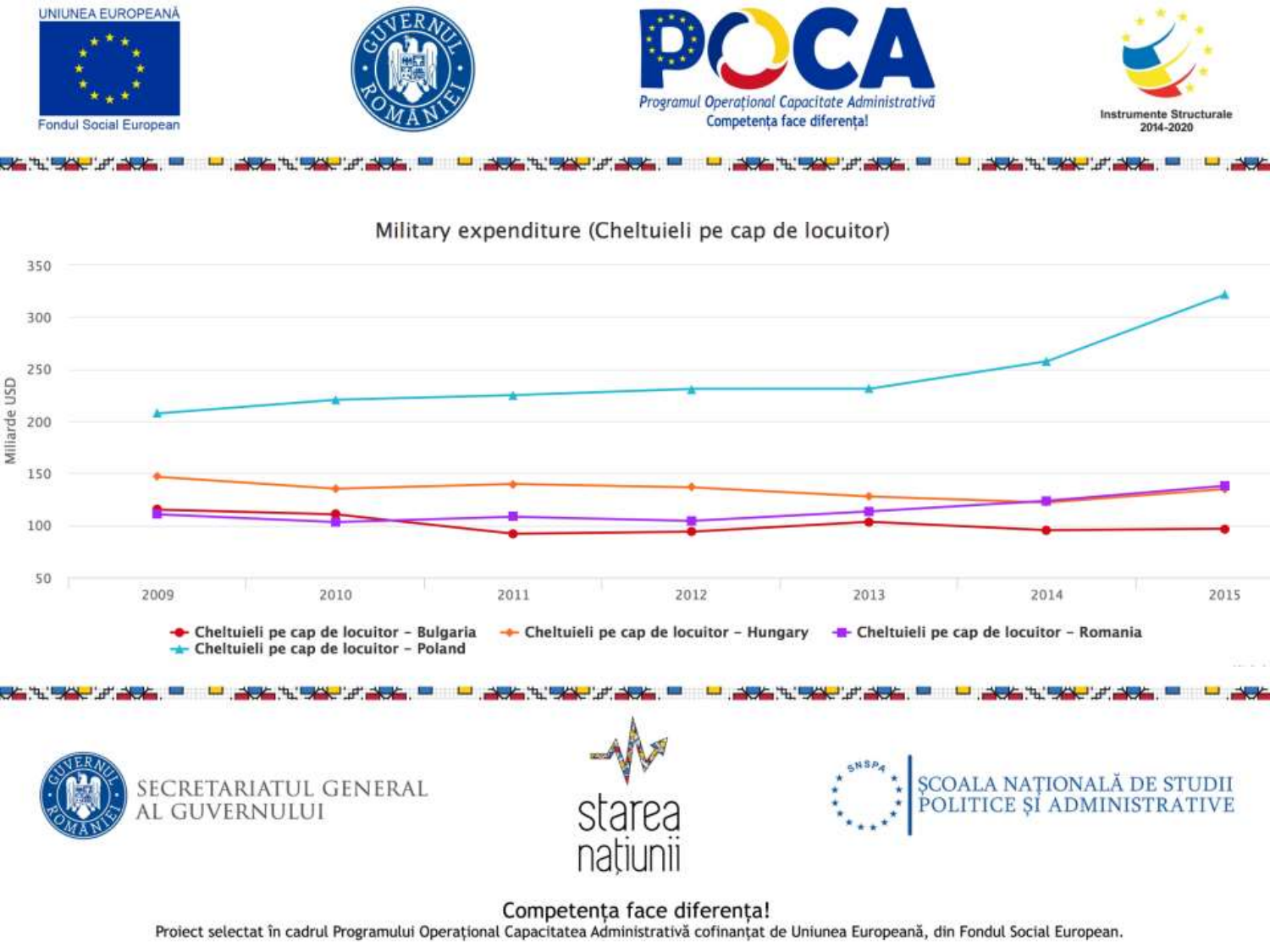Military expenditure (Cheltuieli pe cap de locuitor)

Miliarde USD

| Year | Cheltuieli pe cap de locuitor - Bulgaria | Cheltuieli pe cap de locuitor - Hungary | Cheltuieli pe cap de locuitor - Romania | Cheltuieli pe cap de locuitor - Poland |
|---|---|---|---|---|
| 2009 | | | | |
| 2010 | | | | |
| 2011 | | | | |
| 2012 | | | | |
| 2013 | | | | |
| 2014 | | | | |
| 2015 | | | | |

Competența face diferența!

Proiect selectat în cadrul Programului Operațional Capacitatea Administrativă cofinanțat de Uniunea Europeană, din Fondul Social European.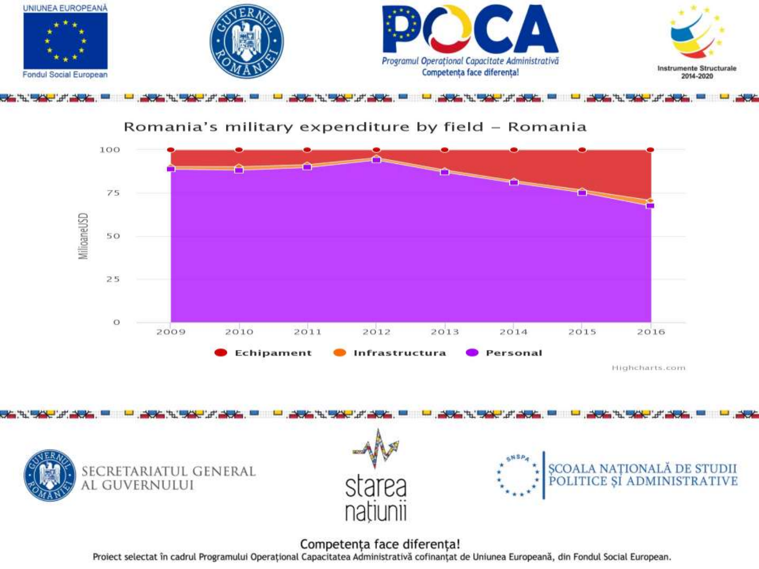UNIUNEA EUROPEANĂ

Fondul Social European

POCA

Programul Operațional Capacitate Administrativă

Competența face diferența!

Instrumente Structurale 2014-2020

## Romania's military expenditure by field – Romania

MilioaneUSD

| | 2009 | 2010 | 2011 | 2012 | 2013 | 2014 | 2015 | 2016 |
|---|---|---|---|---|---|---|---|---|

Echipament · Infrastructura · Personal

Highcharts.com

SECRETARIATUL GENERAL AL GUVERNULUI

starea națiunii

ȘCOALA NAȚIONALĂ DE STUDII POLITICE ȘI ADMINISTRATIVE

Competența face diferența!

Proiect selectat în cadrul Programului Operațional Capacitatea Administrativă cofinanțat de Uniunea Europeană, din Fondul Social European.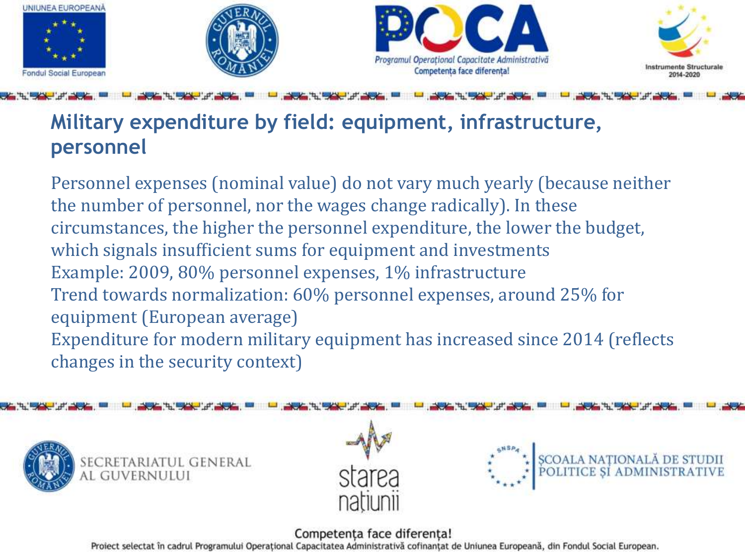## Military expenditure by field: equipment, infrastructure, personnel

Personnel expenses (nominal value) do not vary much yearly (because neither the number of personnel, nor the wages change radically). In these circumstances, the higher the personnel expenditure, the lower the budget, which signals insufficient sums for equipment and investments

Example: 2009, 80% personnel expenses, 1% infrastructure

Trend towards normalization: 60% personnel expenses, around 25% for equipment (European average)

Expenditure for modern military equipment has increased since 2014 (reflects changes in the security context)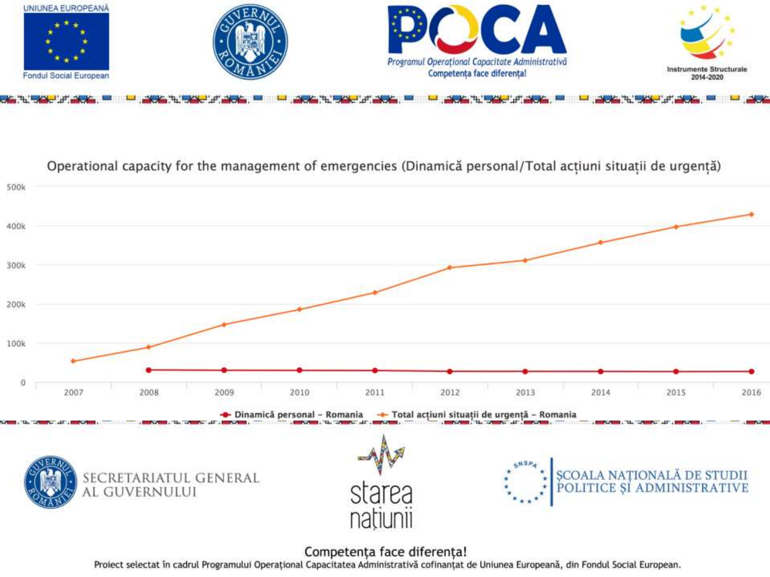Operational capacity for the management of emergencies (Dinamică personal/Total acțiuni situații de urgență)

500k
400k
300k
200k
100k
0

2007 2008 2009 2010 2011 2012 2013 2014 2015 2016

Dinamică personal – Romania    Total acțiuni situații de urgență – Romania

UNIUNEA EUROPEANĂ
Fondul Social European

GUVERNUL ROMÂNIEI

POCA
Programul Operațional Capacitate Administrativă
Competența face diferența!

Instrumente Structurale 2014-2020

SECRETARIATUL GENERAL AL GUVERNULUI

starea națiunii

SNSPA
ȘCOALA NAȚIONALĂ DE STUDII POLITICE ȘI ADMINISTRATIVE

Competența face diferența!

Proiect selectat în cadrul Programului Operațional Capacitatea Administrativă cofinanțat de Uniunea Europeană, din Fondul Social European.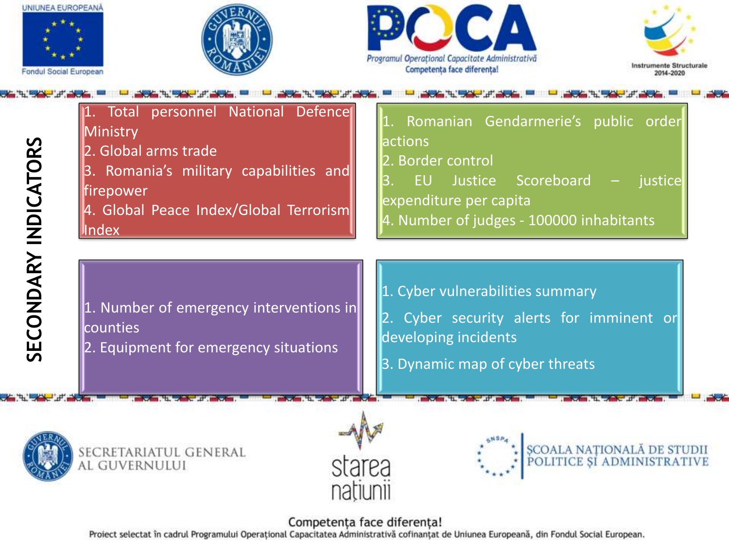# SECONDARY INDICATORS

1. Total personnel National Defence Ministry
2. Global arms trade
3. Romania's military capabilities and firepower
4. Global Peace Index/Global Terrorism Index

1. Romanian Gendarmerie's public order actions
2. Border control
3. EU Justice Scoreboard – justice expenditure per capita
4. Number of judges - 100000 inhabitants

1. Number of emergency interventions in counties
2. Equipment for emergency situations

1. Cyber vulnerabilities summary
2. Cyber security alerts for imminent or developing incidents
3. Dynamic map of cyber threats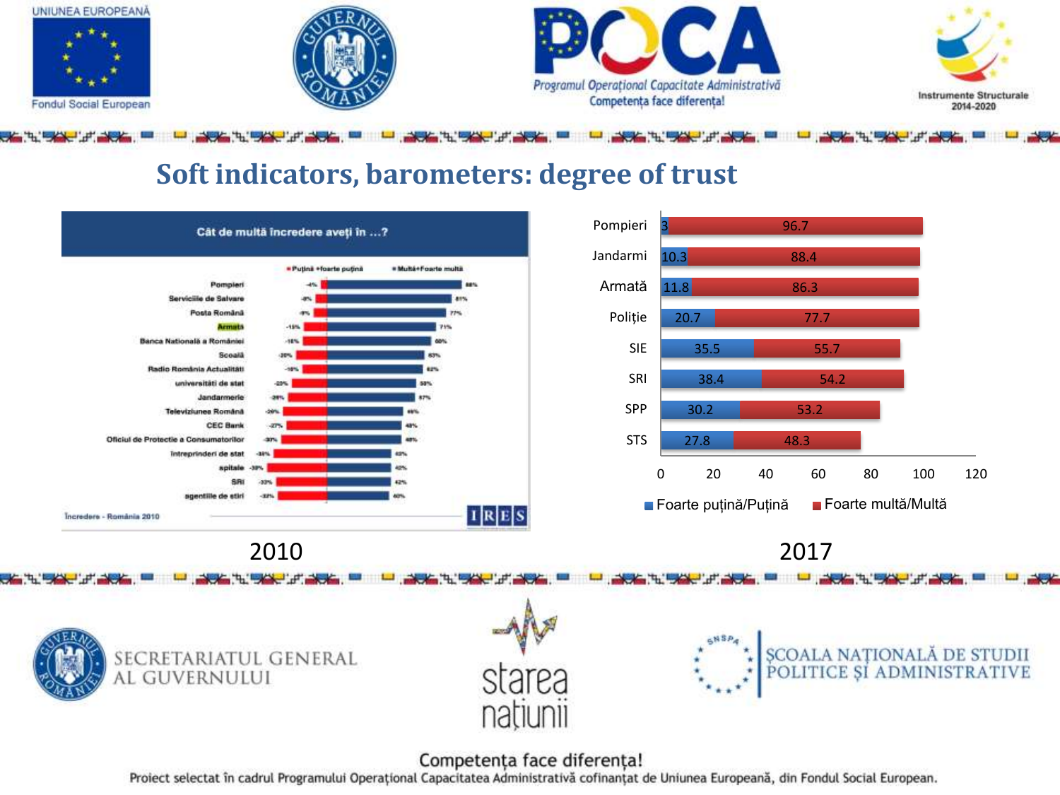# Soft indicators, barometers: degree of trust

**Cât de multă încredere aveți în ...?**

| | Puțină +foarte puțină | Multă+Foarte multă |
|---|---|---|
| Pompieri | -4% | 88% |
| Serviciile de Salvare | -8% | 81% |
| Posta Română | -9% | 77% |
| Armata | -15% | 71% |
| Banca Nationala a României | -16% | 66% |
| Scoală | -20% | 63% |
| Radio România Actualitati | -16% | 62% |
| universitati de stat | -23% | 58% |
| Jandarmerie | -26% | 57% |
| Televiziunea Română | -29% | 49% |
| CEC Bank | -27% | 48% |
| Oficiul de Protectie a Consumatorilor | -30% | 48% |
| Intreprinderi de stat | -35% | 43% |
| spitale | -39% | 42% |
| SRI | -33% | 42% |
| agentiile de stiri | -32% | 40% |

Incredere - România 2010

IRES

2010

| | Foarte puțină/Puțină | Foarte multă/Multă |
|---|---|---|
| Pompieri | 3 | 96.7 |
| Jandarmi | 10.3 | 88.4 |
| Armată | 11.8 | 86.3 |
| Poliție | 20.7 | 77.7 |
| SIE | 35.5 | 55.7 |
| SRI | 38.4 | 54.2 |
| SPP | 30.2 | 53.2 |
| STS | 27.8 | 48.3 |

2017

SECRETARIATUL GENERAL AL GUVERNULUI

starea națiunii

ȘCOALA NAȚIONALĂ DE STUDII POLITICE ȘI ADMINISTRATIVE

Competența face diferența!

Proiect selectat în cadrul Programului Operațional Capacitatea Administrativă cofinanțat de Uniunea Europeană, din Fondul Social European.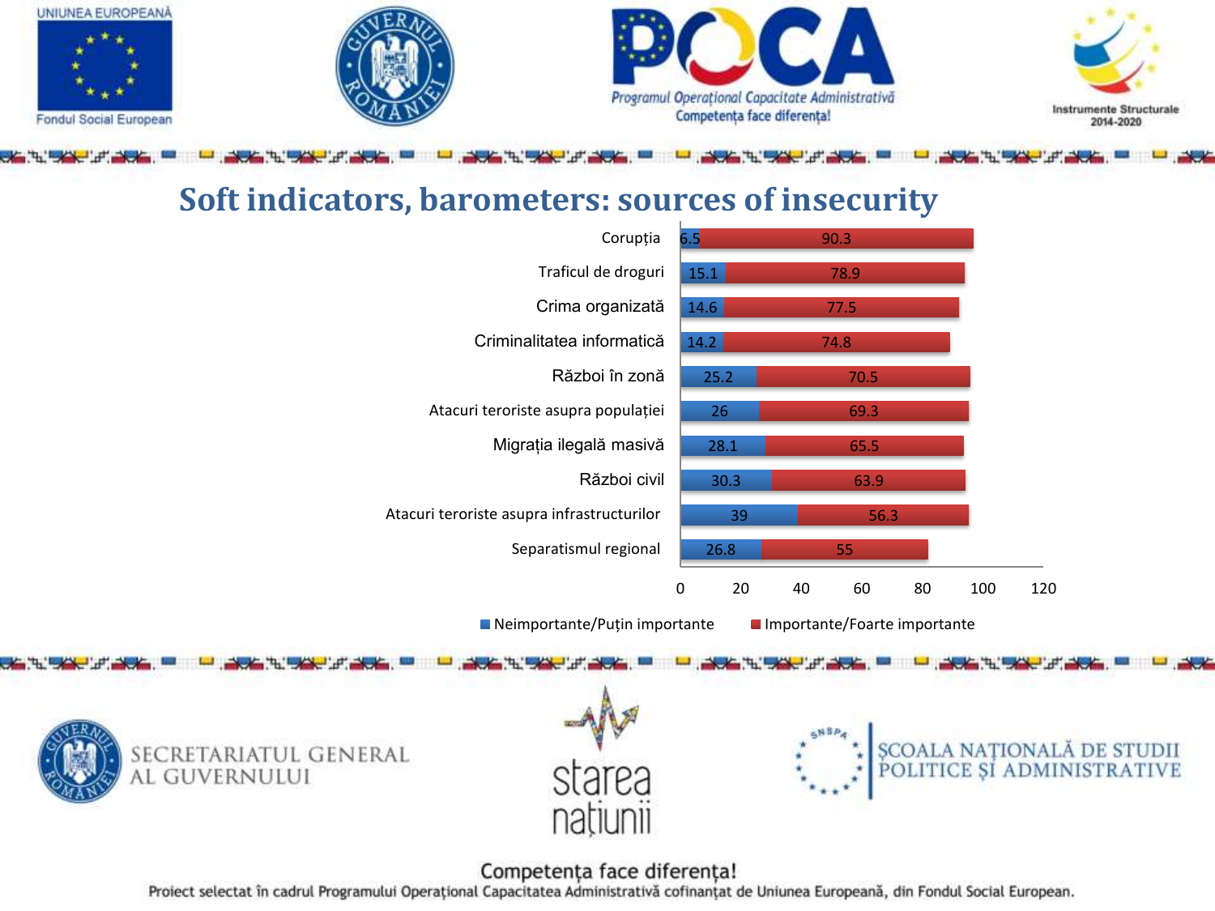# Soft indicators, barometers: sources of insecurity

| | Neimportante/Puțin importante | Importante/Foarte importante |
|---|---|---|
| Corupția | 6.5 | 90.3 |
| Traficul de droguri | 15.1 | 78.9 |
| Crima organizată | 14.6 | 77.5 |
| Criminalitatea informatică | 14.2 | 74.8 |
| Război în zonă | 25.2 | 70.5 |
| Atacuri teroriste asupra populației | 26 | 69.3 |
| Migrația ilegală masivă | 28.1 | 65.5 |
| Război civil | 30.3 | 63.9 |
| Atacuri teroriste asupra infrastructurilor | 39 | 56.3 |
| Separatismul regional | 26.8 | 55 |

Competența face diferența!

Proiect selectat în cadrul Programului Operațional Capacitatea Administrativă cofinanțat de Uniunea Europeană, din Fondul Social European.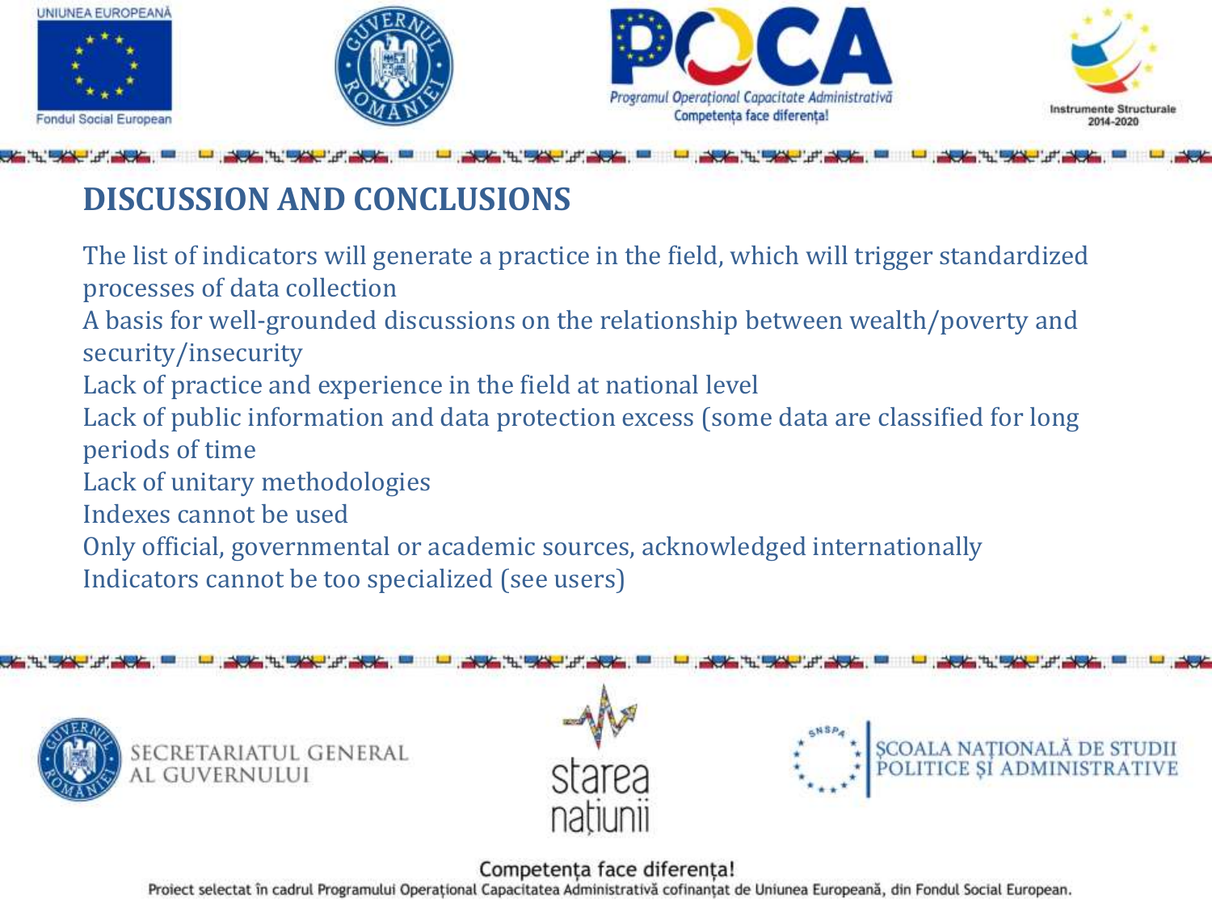## DISCUSSION AND CONCLUSIONS

The list of indicators will generate a practice in the field, which will trigger standardized processes of data collection

A basis for well-grounded discussions on the relationship between wealth/poverty and security/insecurity

Lack of practice and experience in the field at national level

Lack of public information and data protection excess (some data are classified for long periods of time

Lack of unitary methodologies

Indexes cannot be used

Only official, governmental or academic sources, acknowledged internationally

Indicators cannot be too specialized (see users)